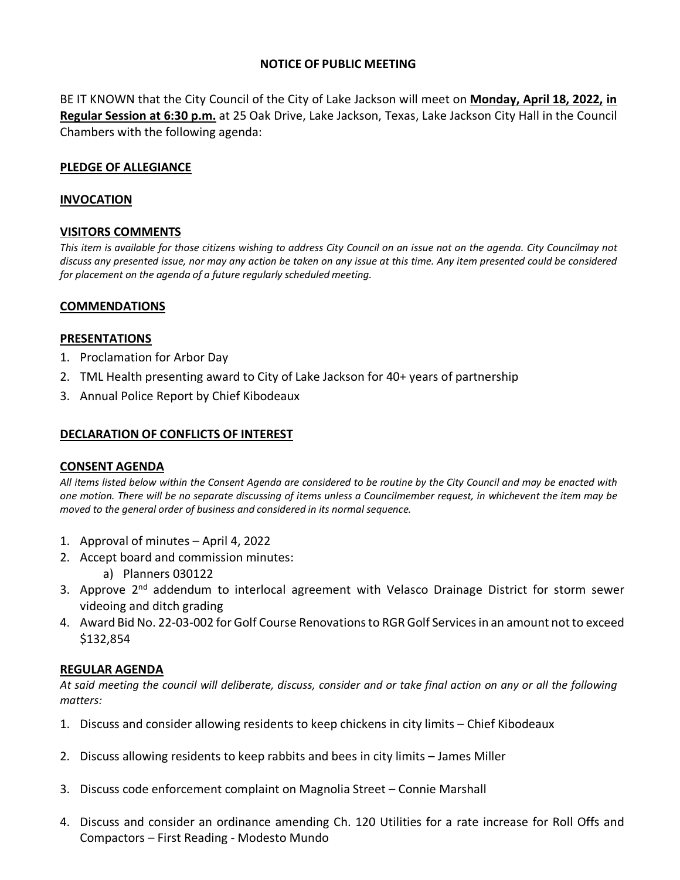**NOTICE OF PUBLIC MEETING**

BE IT KNOWN that the City Council of the City of Lake Jackson will meet on **Monday, April 18, 2022, in Regular Session at 6:30 p.m.** at 25 Oak Drive, Lake Jackson, Texas, Lake Jackson City Hall in the Council Chambers with the following agenda:

**PLEDGE OF ALLEGIANCE**

**INVOCATION**

**VISITORS COMMENTS**

*This item is available for those citizens wishing to address City Council on an issue not on the agenda. City Councilmay not discuss any presented issue, nor may any action be taken on any issue at this time. Any item presented could be considered for placement on the agenda of a future regularly scheduled meeting.*

**COMMENDATIONS**

**PRESENTATIONS**

1. Proclamation for Arbor Day
2. TML Health presenting award to City of Lake Jackson for 40+ years of partnership
3. Annual Police Report by Chief Kibodeaux

**DECLARATION OF CONFLICTS OF INTEREST**

**CONSENT AGENDA**

*All items listed below within the Consent Agenda are considered to be routine by the City Council and may be enacted with one motion. There will be no separate discussing of items unless a Councilmember request, in whichevent the item may be moved to the general order of business and considered in its normal sequence.*

1. Approval of minutes – April 4, 2022
2. Accept board and commission minutes:
   a) Planners 030122
3. Approve 2nd addendum to interlocal agreement with Velasco Drainage District for storm sewer videoing and ditch grading
4. Award Bid No. 22-03-002 for Golf Course Renovations to RGR Golf Services in an amount not to exceed $132,854

**REGULAR AGENDA**

*At said meeting the council will deliberate, discuss, consider and or take final action on any or all the following matters:*

1. Discuss and consider allowing residents to keep chickens in city limits – Chief Kibodeaux
2. Discuss allowing residents to keep rabbits and bees in city limits – James Miller
3. Discuss code enforcement complaint on Magnolia Street – Connie Marshall
4. Discuss and consider an ordinance amending Ch. 120 Utilities for a rate increase for Roll Offs and Compactors – First Reading - Modesto Mundo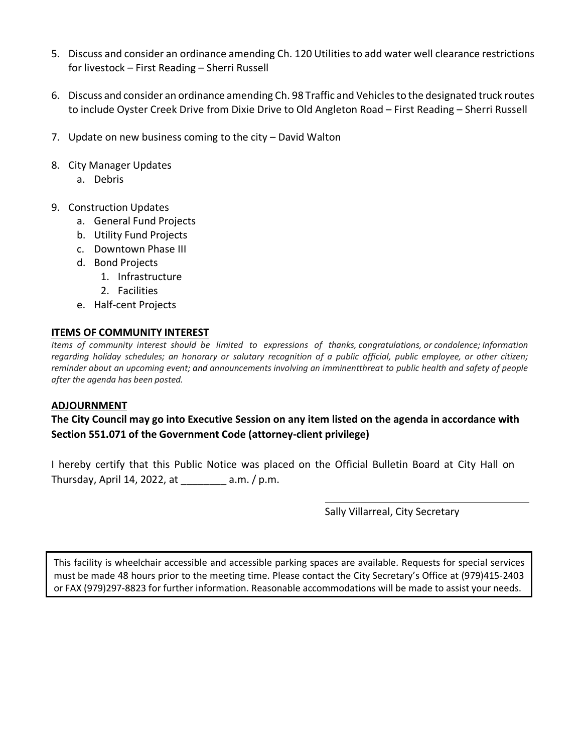5. Discuss and consider an ordinance amending Ch. 120 Utilities to add water well clearance restrictions for livestock – First Reading – Sherri Russell

6. Discuss and consider an ordinance amending Ch. 98 Traffic and Vehicles to the designated truck routes to include Oyster Creek Drive from Dixie Drive to Old Angleton Road – First Reading – Sherri Russell

7. Update on new business coming to the city – David Walton

8. City Manager Updates
   a. Debris

9. Construction Updates
   a. General Fund Projects
   b. Utility Fund Projects
   c. Downtown Phase III
   d. Bond Projects
      1. Infrastructure
      2. Facilities
   e. Half-cent Projects

**ITEMS OF COMMUNITY INTEREST**

*Items of community interest should be limited to expressions of thanks, congratulations, or condolence; Information regarding holiday schedules; an honorary or salutary recognition of a public official, public employee, or other citizen; reminder about an upcoming event; and announcements involving an imminentthreat to public health and safety of people after the agenda has been posted.*

**ADJOURNMENT**

**The City Council may go into Executive Session on any item listed on the agenda in accordance with Section 551.071 of the Government Code (attorney-client privilege)**

I hereby certify that this Public Notice was placed on the Official Bulletin Board at City Hall on Thursday, April 14, 2022, at ________ a.m. / p.m.

Sally Villarreal, City Secretary

This facility is wheelchair accessible and accessible parking spaces are available. Requests for special services must be made 48 hours prior to the meeting time. Please contact the City Secretary's Office at (979)415-2403 or FAX (979)297-8823 for further information. Reasonable accommodations will be made to assist your needs.